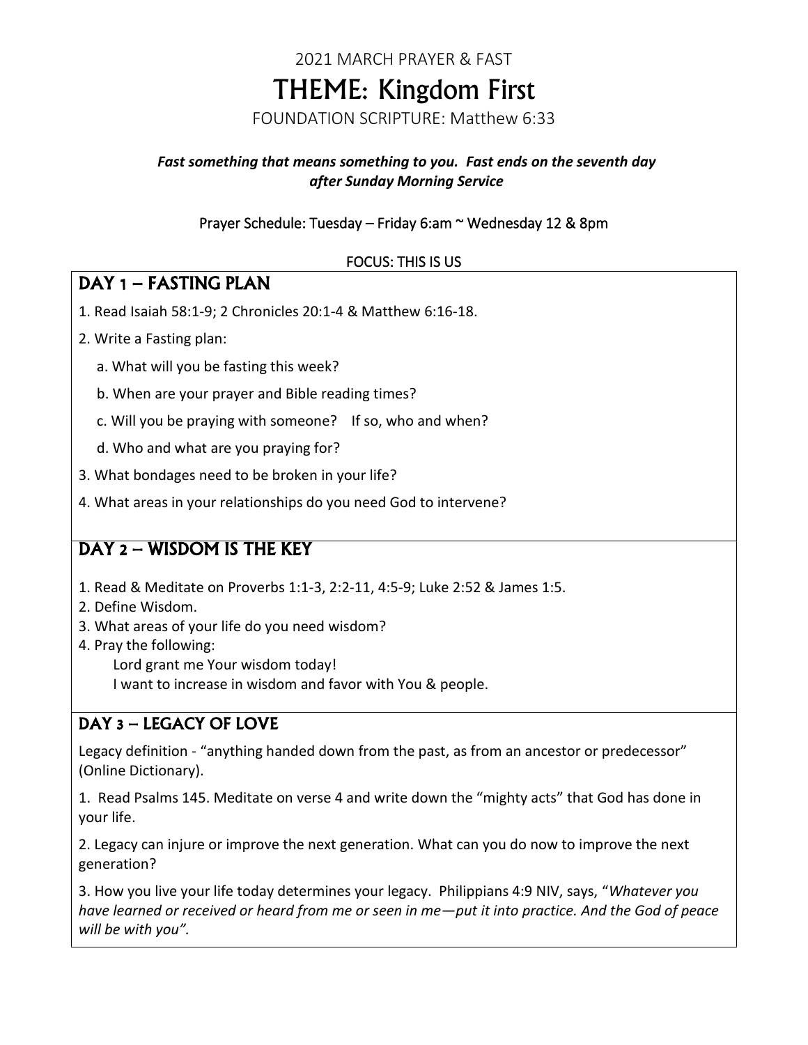2021 MARCH PRAYER & FAST

# THEME: Kingdom First

FOUNDATION SCRIPTURE: Matthew 6:33

***Fast something that means something to you. Fast ends on the seventh day after Sunday Morning Service***

Prayer Schedule: Tuesday – Friday 6:am ~ Wednesday 12 & 8pm

FOCUS: THIS IS US

## DAY 1 – FASTING PLAN

1. Read Isaiah 58:1-9; 2 Chronicles 20:1-4 & Matthew 6:16-18.
2. Write a Fasting plan:
   a. What will you be fasting this week?
   b. When are your prayer and Bible reading times?
   c. Will you be praying with someone? If so, who and when?
   d. Who and what are you praying for?
3. What bondages need to be broken in your life?
4. What areas in your relationships do you need God to intervene?

## DAY 2 – WISDOM IS THE KEY

1. Read & Meditate on Proverbs 1:1-3, 2:2-11, 4:5-9; Luke 2:52 & James 1:5.
2. Define Wisdom.
3. What areas of your life do you need wisdom?
4. Pray the following:
   Lord grant me Your wisdom today!
   I want to increase in wisdom and favor with You & people.

## DAY 3 – LEGACY OF LOVE

Legacy definition - "anything handed down from the past, as from an ancestor or predecessor" (Online Dictionary).

1. Read Psalms 145. Meditate on verse 4 and write down the "mighty acts" that God has done in your life.
2. Legacy can injure or improve the next generation. What can you do now to improve the next generation?
3. How you live your life today determines your legacy. Philippians 4:9 NIV, says, "*Whatever you have learned or received or heard from me or seen in me—put it into practice. And the God of peace will be with you".*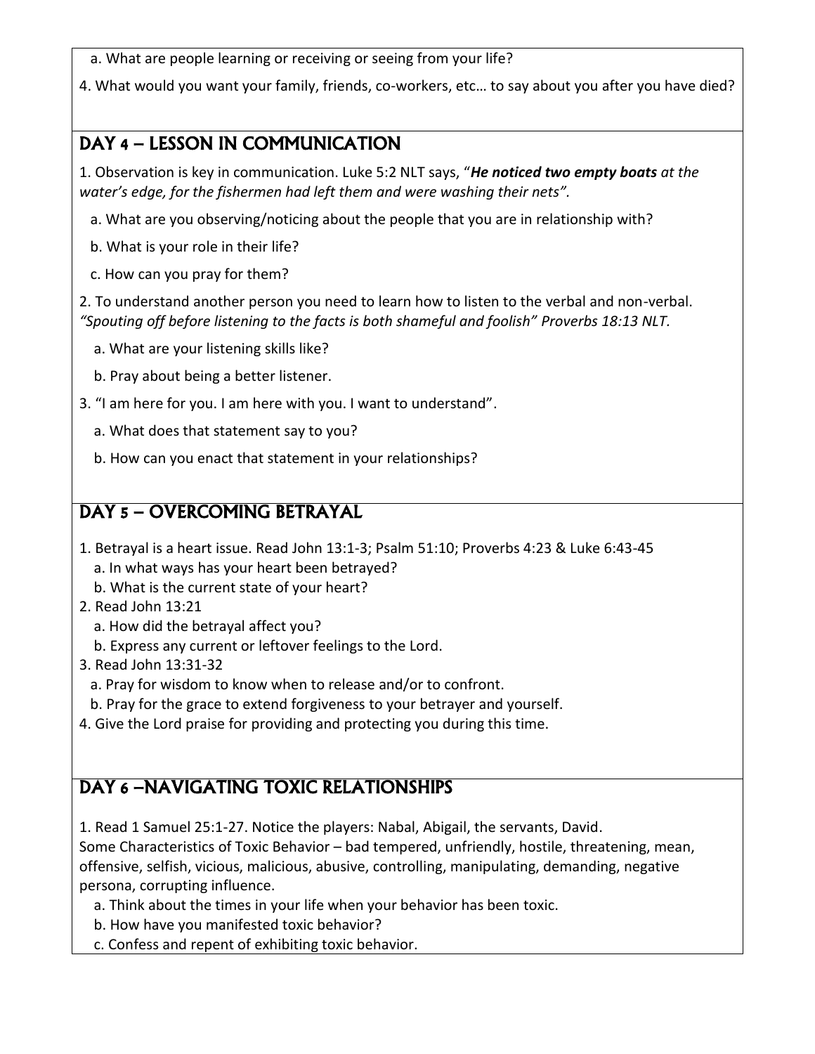a. What are people learning or receiving or seeing from your life?

4. What would you want your family, friends, co-workers, etc… to say about you after you have died?

## DAY 4 – LESSON IN COMMUNICATION

1. Observation is key in communication. Luke 5:2 NLT says, "***He noticed two empty boats** at the water's edge, for the fishermen had left them and were washing their nets"*.

   a. What are you observing/noticing about the people that you are in relationship with?

   b. What is your role in their life?

   c. How can you pray for them?

2. To understand another person you need to learn how to listen to the verbal and non-verbal. *"Spouting off before listening to the facts is both shameful and foolish" Proverbs 18:13 NLT.*

   a. What are your listening skills like?

   b. Pray about being a better listener.

3. "I am here for you. I am here with you. I want to understand".

   a. What does that statement say to you?

   b. How can you enact that statement in your relationships?

## DAY 5 – OVERCOMING BETRAYAL

1. Betrayal is a heart issue. Read John 13:1-3; Psalm 51:10; Proverbs 4:23 & Luke 6:43-45
   a. In what ways has your heart been betrayed?
   b. What is the current state of your heart?
2. Read John 13:21
   a. How did the betrayal affect you?
   b. Express any current or leftover feelings to the Lord.
3. Read John 13:31-32
   a. Pray for wisdom to know when to release and/or to confront.
   b. Pray for the grace to extend forgiveness to your betrayer and yourself.
4. Give the Lord praise for providing and protecting you during this time.

## DAY 6 –NAVIGATING TOXIC RELATIONSHIPS

1. Read 1 Samuel 25:1-27. Notice the players: Nabal, Abigail, the servants, David.
Some Characteristics of Toxic Behavior – bad tempered, unfriendly, hostile, threatening, mean, offensive, selfish, vicious, malicious, abusive, controlling, manipulating, demanding, negative persona, corrupting influence.
   a. Think about the times in your life when your behavior has been toxic.
   b. How have you manifested toxic behavior?
   c. Confess and repent of exhibiting toxic behavior.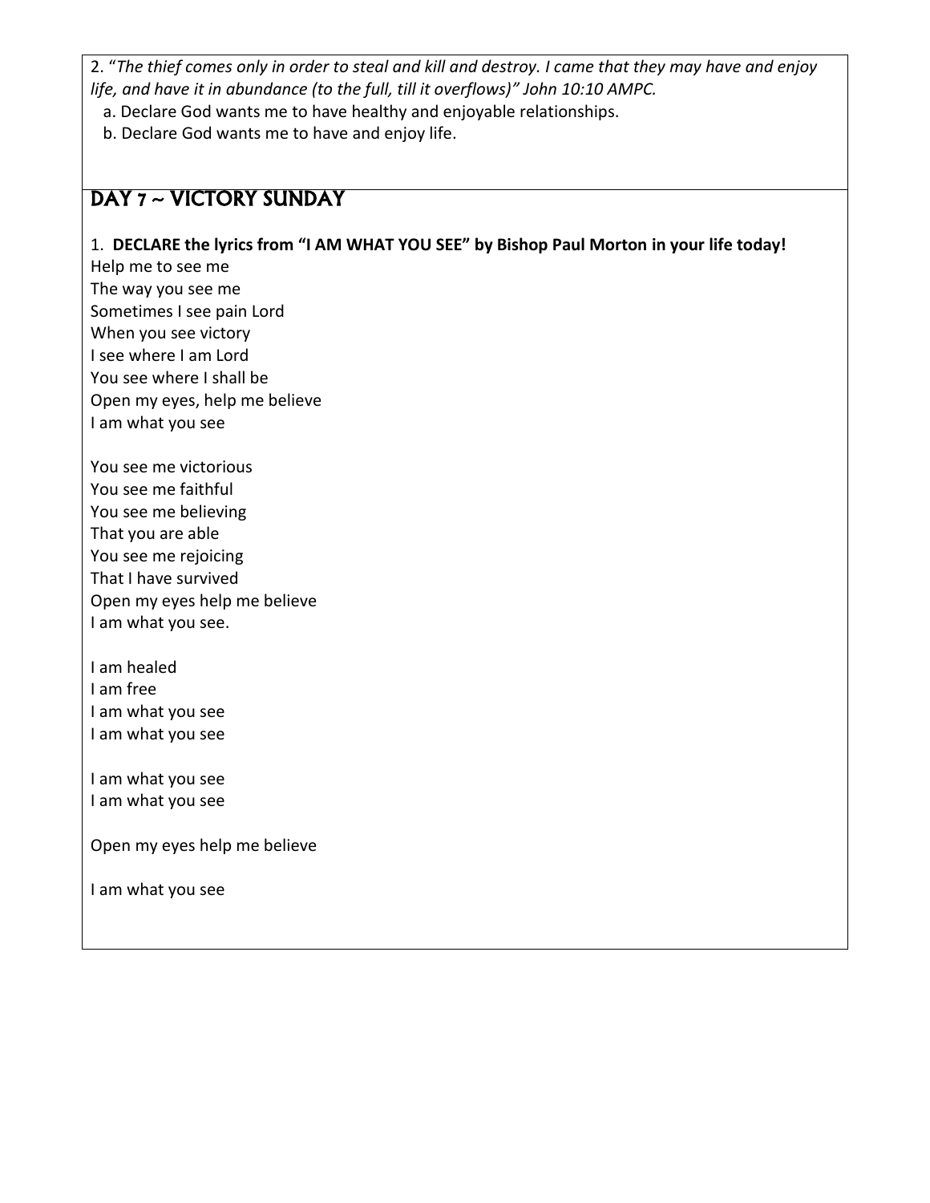2. "*The thief comes only in order to steal and kill and destroy. I came that they may have and enjoy life, and have it in abundance (to the full, till it overflows)" John 10:10 AMPC.*

a. Declare God wants me to have healthy and enjoyable relationships.
b. Declare God wants me to have and enjoy life.

## DAY 7 ~ VICTORY SUNDAY

1. **DECLARE the lyrics from "I AM WHAT YOU SEE" by Bishop Paul Morton in your life today!**

Help me to see me
The way you see me
Sometimes I see pain Lord
When you see victory
I see where I am Lord
You see where I shall be
Open my eyes, help me believe
I am what you see

You see me victorious
You see me faithful
You see me believing
That you are able
You see me rejoicing
That I have survived
Open my eyes help me believe
I am what you see.

I am healed
I am free
I am what you see
I am what you see

I am what you see
I am what you see

Open my eyes help me believe

I am what you see